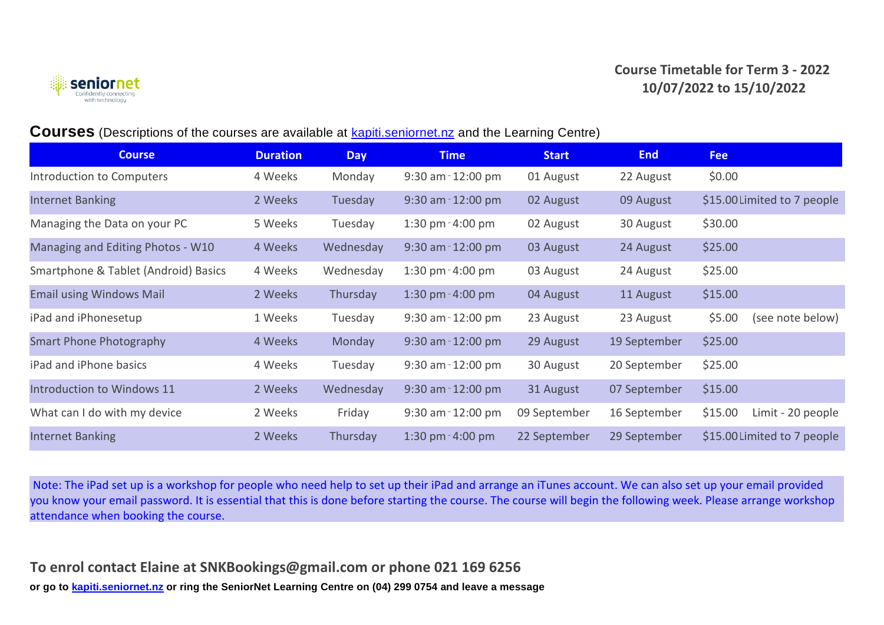seniornet
Confidently connecting with technology

**Course Timetable for Term 3 - 2022**
**10/07/2022 to 15/10/2022**

## Courses (Descriptions of the courses are available at [kapiti.seniornet.nz](kapiti.seniornet.nz) and the Learning Centre)

| Course | Duration | Day | Time | Start | End | Fee | |
|---|---|---|---|---|---|---|---|
| Introduction to Computers | 4 Weeks | Monday | 9:30 am - 12:00 pm | 01 August | 22 August | $0.00 | |
| Internet Banking | 2 Weeks | Tuesday | 9:30 am - 12:00 pm | 02 August | 09 August | $15.00 | Limited to 7 people |
| Managing the Data on your PC | 5 Weeks | Tuesday | 1:30 pm - 4:00 pm | 02 August | 30 August | $30.00 | |
| Managing and Editing Photos - W10 | 4 Weeks | Wednesday | 9:30 am - 12:00 pm | 03 August | 24 August | $25.00 | |
| Smartphone & Tablet (Android) Basics | 4 Weeks | Wednesday | 1:30 pm - 4:00 pm | 03 August | 24 August | $25.00 | |
| Email using Windows Mail | 2 Weeks | Thursday | 1:30 pm - 4:00 pm | 04 August | 11 August | $15.00 | |
| iPad and iPhonesetup | 1 Weeks | Tuesday | 9:30 am - 12:00 pm | 23 August | 23 August | $5.00 | (see note below) |
| Smart Phone Photography | 4 Weeks | Monday | 9:30 am - 12:00 pm | 29 August | 19 September | $25.00 | |
| iPad and iPhone basics | 4 Weeks | Tuesday | 9:30 am - 12:00 pm | 30 August | 20 September | $25.00 | |
| Introduction to Windows 11 | 2 Weeks | Wednesday | 9:30 am - 12:00 pm | 31 August | 07 September | $15.00 | |
| What can I do with my device | 2 Weeks | Friday | 9:30 am - 12:00 pm | 09 September | 16 September | $15.00 | Limit - 20 people |
| Internet Banking | 2 Weeks | Thursday | 1:30 pm - 4:00 pm | 22 September | 29 September | $15.00 | Limited to 7 people |

Note: The iPad set up is a workshop for people who need help to set up their iPad and arrange an iTunes account. We can also set up your email provided you know your email password. It is essential that this is done before starting the course. The course will begin the following week. Please arrange workshop attendance when booking the course.

**To enrol contact Elaine at SNKBookings@gmail.com or phone 021 169 6256**

**or go to [kapiti.seniornet.nz](kapiti.seniornet.nz) or ring the SeniorNet Learning Centre on (04) 299 0754 and leave a message**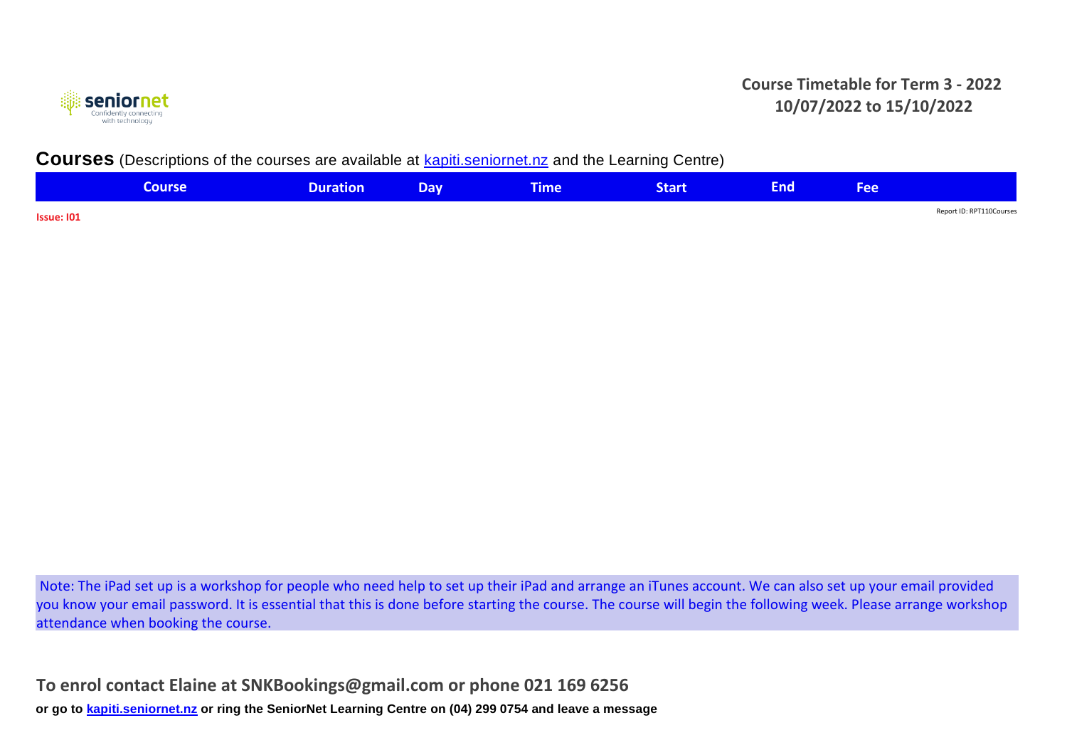seniornet
Confidently connecting with technology

**Course Timetable for Term 3 - 2022**
**10/07/2022 to 15/10/2022**

## Courses (Descriptions of the courses are available at [kapiti.seniornet.nz](kapiti.seniornet.nz) and the Learning Centre)

| Course | Duration | Day | Time | Start | End | Fee |
| --- | --- | --- | --- | --- | --- | --- |

Issue: I01

Report ID: RPT110Courses

Note: The iPad set up is a workshop for people who need help to set up their iPad and arrange an iTunes account. We can also set up your email provided you know your email password. It is essential that this is done before starting the course. The course will begin the following week. Please arrange workshop attendance when booking the course.

**To enrol contact Elaine at SNKBookings@gmail.com or phone 021 169 6256**

**or go to [kapiti.seniornet.nz](kapiti.seniornet.nz) or ring the SeniorNet Learning Centre on (04) 299 0754 and leave a message**